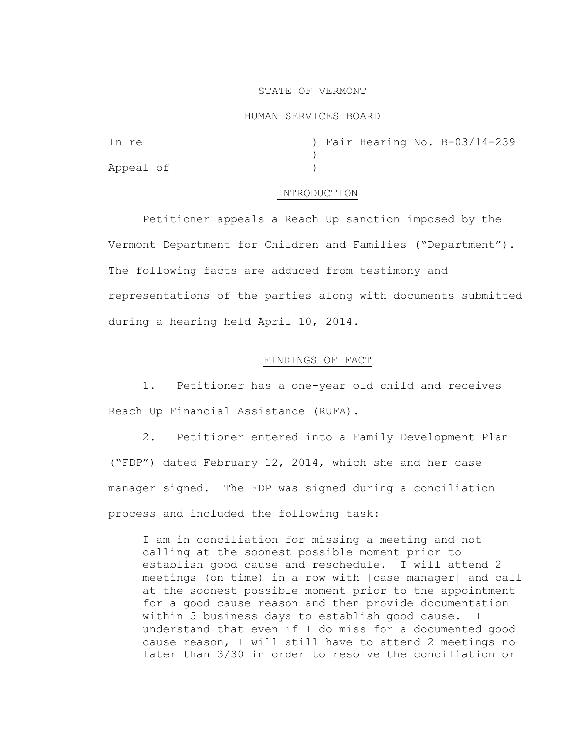STATE OF VERMONT

HUMAN SERVICES BOARD

In re ) Fair Hearing No. B-03/14-239
)
Appeal of )

## INTRODUCTION

Petitioner appeals a Reach Up sanction imposed by the Vermont Department for Children and Families ("Department"). The following facts are adduced from testimony and representations of the parties along with documents submitted during a hearing held April 10, 2014.

## FINDINGS OF FACT

1. Petitioner has a one-year old child and receives Reach Up Financial Assistance (RUFA).

2. Petitioner entered into a Family Development Plan ("FDP") dated February 12, 2014, which she and her case manager signed. The FDP was signed during a conciliation process and included the following task:

> I am in conciliation for missing a meeting and not calling at the soonest possible moment prior to establish good cause and reschedule. I will attend 2 meetings (on time) in a row with [case manager] and call at the soonest possible moment prior to the appointment for a good cause reason and then provide documentation within 5 business days to establish good cause. I understand that even if I do miss for a documented good cause reason, I will still have to attend 2 meetings no later than 3/30 in order to resolve the conciliation or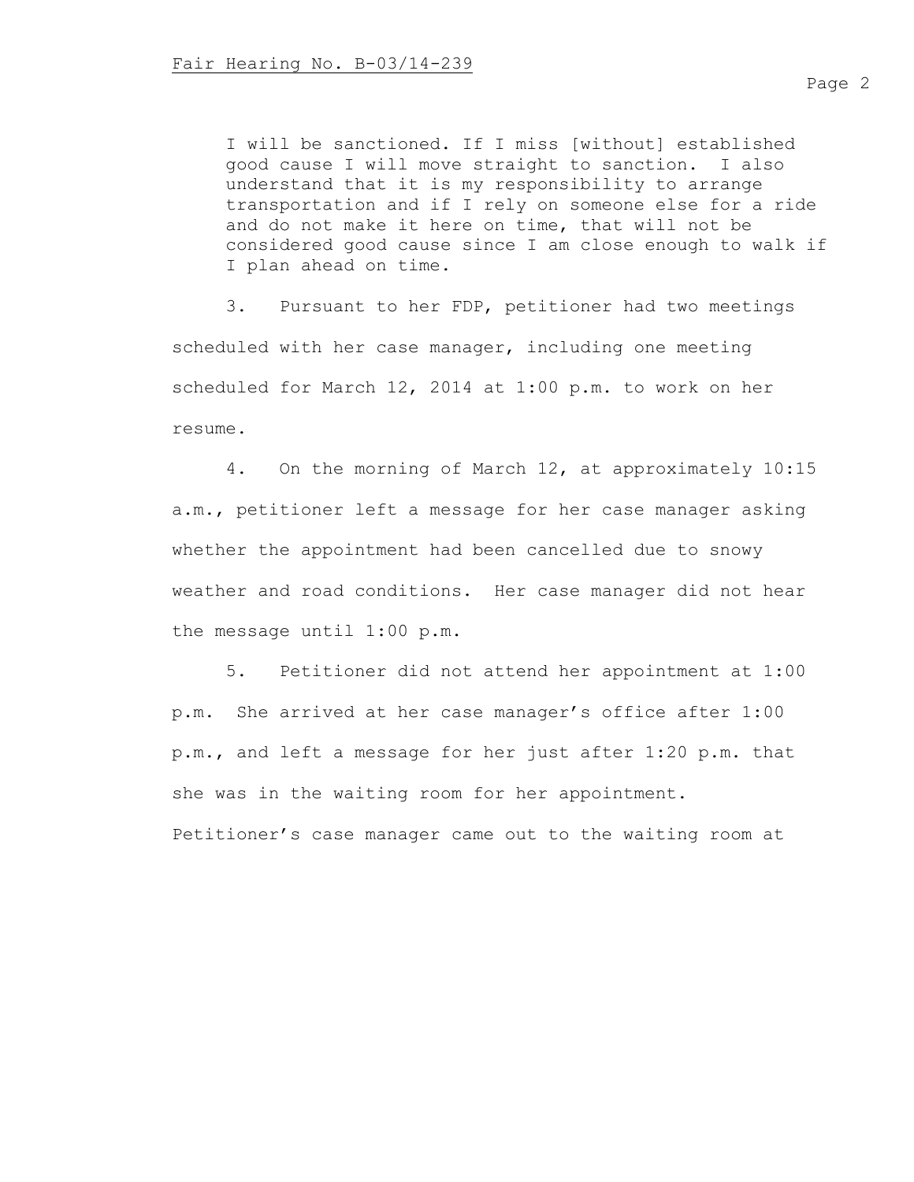> I will be sanctioned. If I miss [without] established good cause I will move straight to sanction. I also understand that it is my responsibility to arrange transportation and if I rely on someone else for a ride and do not make it here on time, that will not be considered good cause since I am close enough to walk if I plan ahead on time.

3. Pursuant to her FDP, petitioner had two meetings scheduled with her case manager, including one meeting scheduled for March 12, 2014 at 1:00 p.m. to work on her resume.

4. On the morning of March 12, at approximately 10:15 a.m., petitioner left a message for her case manager asking whether the appointment had been cancelled due to snowy weather and road conditions. Her case manager did not hear the message until 1:00 p.m.

5. Petitioner did not attend her appointment at 1:00 p.m. She arrived at her case manager's office after 1:00 p.m., and left a message for her just after 1:20 p.m. that she was in the waiting room for her appointment. Petitioner's case manager came out to the waiting room at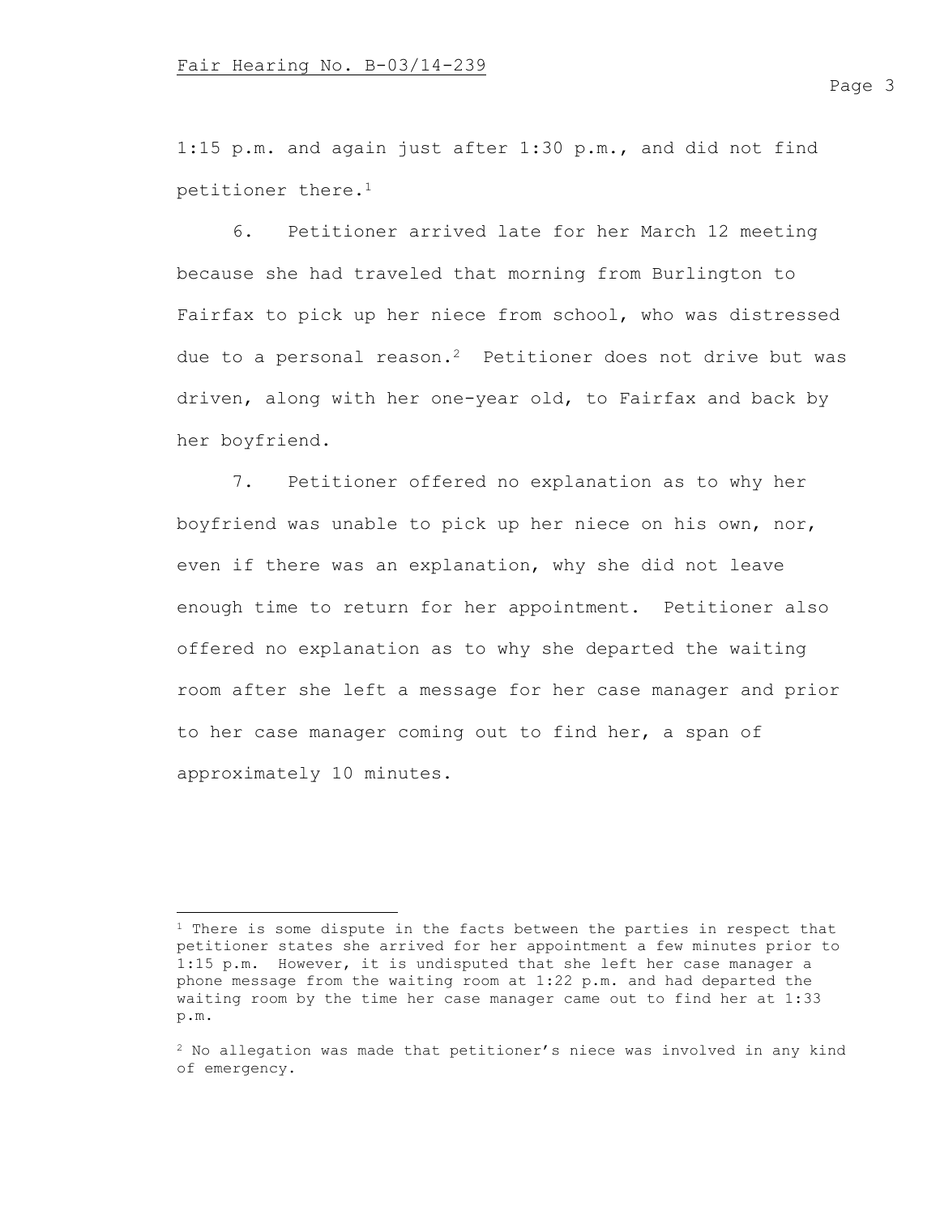1:15 p.m. and again just after 1:30 p.m., and did not find petitioner there.[1]

6. Petitioner arrived late for her March 12 meeting because she had traveled that morning from Burlington to Fairfax to pick up her niece from school, who was distressed due to a personal reason.[2] Petitioner does not drive but was driven, along with her one-year old, to Fairfax and back by her boyfriend.

7. Petitioner offered no explanation as to why her boyfriend was unable to pick up her niece on his own, nor, even if there was an explanation, why she did not leave enough time to return for her appointment. Petitioner also offered no explanation as to why she departed the waiting room after she left a message for her case manager and prior to her case manager coming out to find her, a span of approximately 10 minutes.

---

[1] There is some dispute in the facts between the parties in respect that petitioner states she arrived for her appointment a few minutes prior to 1:15 p.m. However, it is undisputed that she left her case manager a phone message from the waiting room at 1:22 p.m. and had departed the waiting room by the time her case manager came out to find her at 1:33 p.m.

[2] No allegation was made that petitioner's niece was involved in any kind of emergency.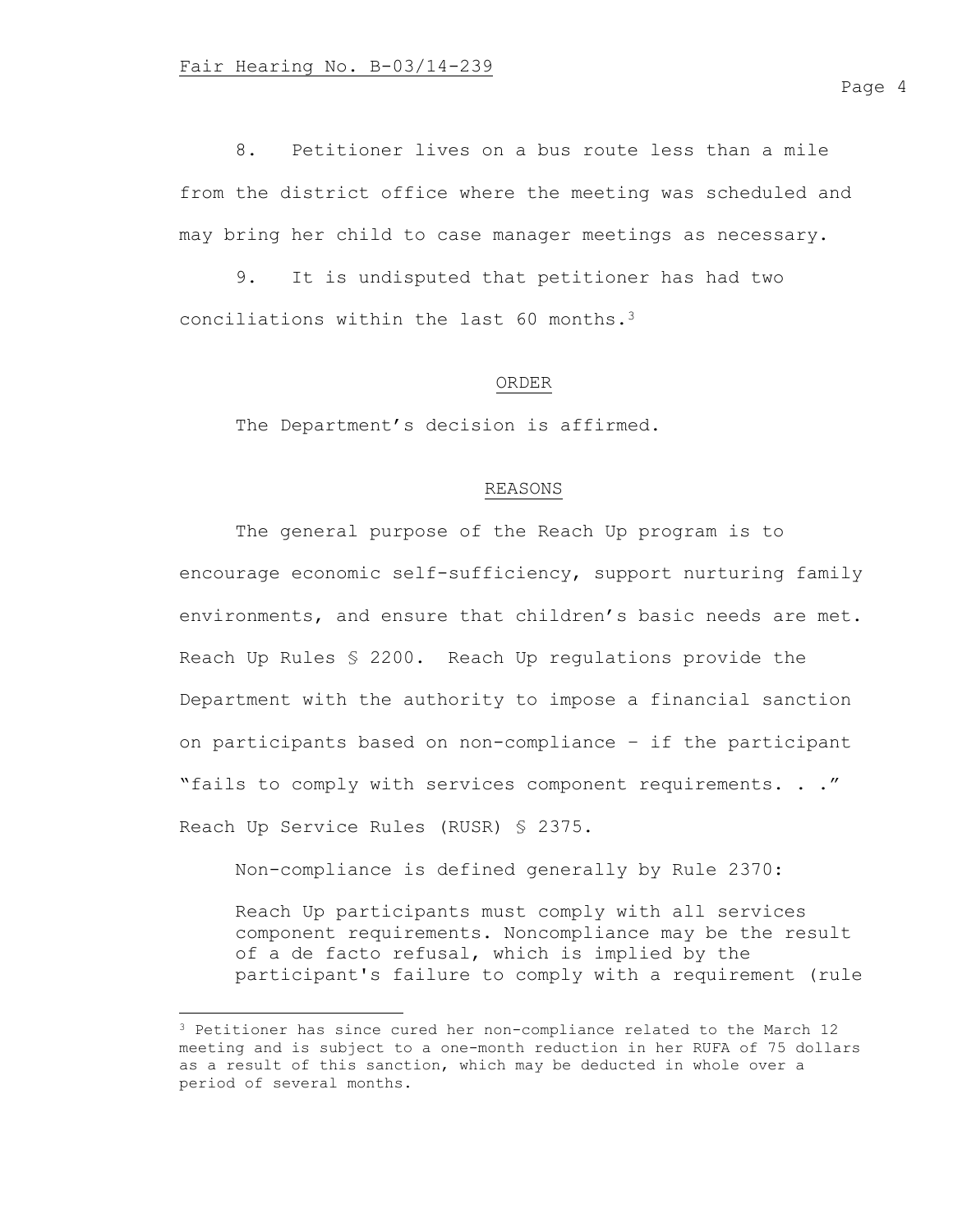8. Petitioner lives on a bus route less than a mile from the district office where the meeting was scheduled and may bring her child to case manager meetings as necessary.

9. It is undisputed that petitioner has had two conciliations within the last 60 months.[3]

## ORDER

The Department's decision is affirmed.

## REASONS

The general purpose of the Reach Up program is to encourage economic self-sufficiency, support nurturing family environments, and ensure that children's basic needs are met. Reach Up Rules § 2200. Reach Up regulations provide the Department with the authority to impose a financial sanction on participants based on non-compliance – if the participant "fails to comply with services component requirements. . ." Reach Up Service Rules (RUSR) § 2375.

Non-compliance is defined generally by Rule 2370:

> Reach Up participants must comply with all services component requirements. Noncompliance may be the result of a de facto refusal, which is implied by the participant's failure to comply with a requirement (rule

---

[3] Petitioner has since cured her non-compliance related to the March 12 meeting and is subject to a one-month reduction in her RUFA of 75 dollars as a result of this sanction, which may be deducted in whole over a period of several months.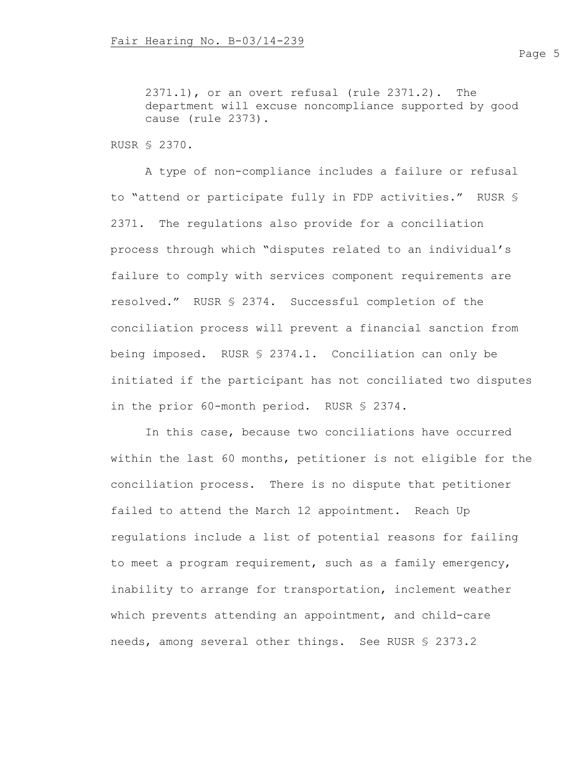2371.1), or an overt refusal (rule 2371.2). The department will excuse noncompliance supported by good cause (rule 2373).

RUSR § 2370.

A type of non-compliance includes a failure or refusal to "attend or participate fully in FDP activities." RUSR § 2371. The regulations also provide for a conciliation process through which "disputes related to an individual's failure to comply with services component requirements are resolved." RUSR § 2374. Successful completion of the conciliation process will prevent a financial sanction from being imposed. RUSR § 2374.1. Conciliation can only be initiated if the participant has not conciliated two disputes in the prior 60-month period. RUSR § 2374.

In this case, because two conciliations have occurred within the last 60 months, petitioner is not eligible for the conciliation process. There is no dispute that petitioner failed to attend the March 12 appointment. Reach Up regulations include a list of potential reasons for failing to meet a program requirement, such as a family emergency, inability to arrange for transportation, inclement weather which prevents attending an appointment, and child-care needs, among several other things. See RUSR § 2373.2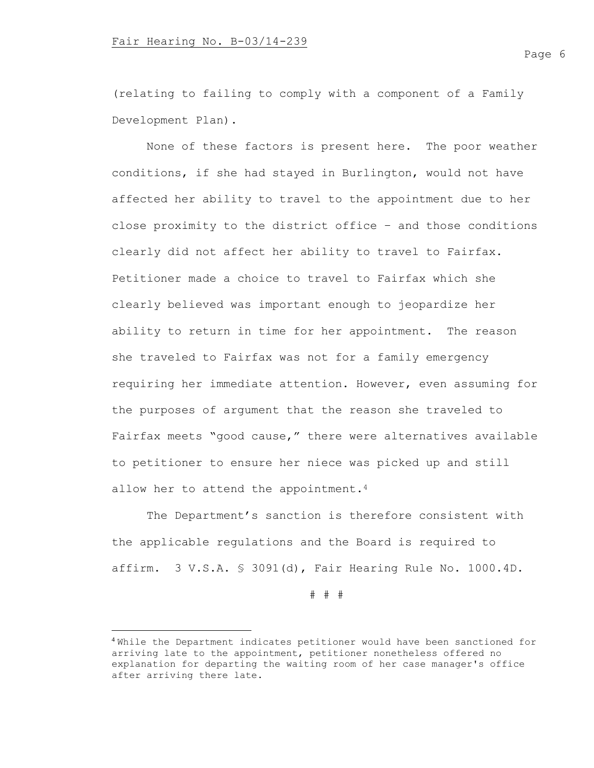(relating to failing to comply with a component of a Family Development Plan).

None of these factors is present here. The poor weather conditions, if she had stayed in Burlington, would not have affected her ability to travel to the appointment due to her close proximity to the district office – and those conditions clearly did not affect her ability to travel to Fairfax. Petitioner made a choice to travel to Fairfax which she clearly believed was important enough to jeopardize her ability to return in time for her appointment. The reason she traveled to Fairfax was not for a family emergency requiring her immediate attention. However, even assuming for the purposes of argument that the reason she traveled to Fairfax meets "good cause," there were alternatives available to petitioner to ensure her niece was picked up and still allow her to attend the appointment.[4]

The Department's sanction is therefore consistent with the applicable regulations and the Board is required to affirm. 3 V.S.A. § 3091(d), Fair Hearing Rule No. 1000.4D.

# # #

[4] While the Department indicates petitioner would have been sanctioned for arriving late to the appointment, petitioner nonetheless offered no explanation for departing the waiting room of her case manager's office after arriving there late.